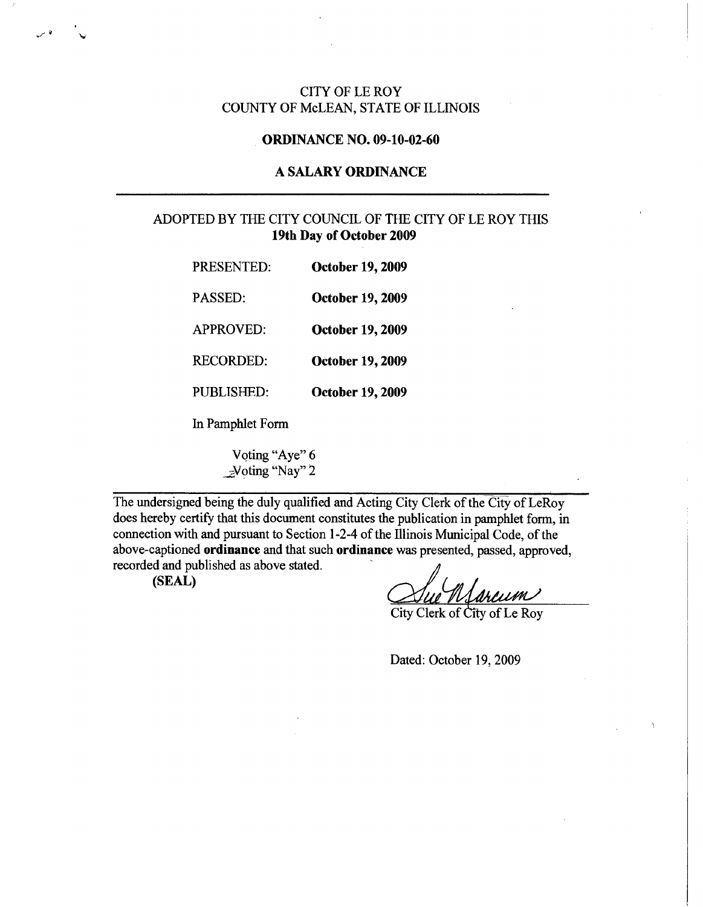CITY OF LE ROY
COUNTY OF McLEAN, STATE OF ILLINOIS

**ORDINANCE NO. 09-10-02-60**

**A SALARY ORDINANCE**

---

ADOPTED BY THE CITY COUNCIL OF THE CITY OF LE ROY THIS
**19th Day of October 2009**

| | |
|---|---|
| PRESENTED: | **October 19, 2009** |
| PASSED: | **October 19, 2009** |
| APPROVED: | **October 19, 2009** |
| RECORDED: | **October 19, 2009** |
| PUBLISHED: | **October 19, 2009** |

In Pamphlet Form

Voting "Aye" 6
Voting "Nay" 2

---

The undersigned being the duly qualified and Acting City Clerk of the City of LeRoy does hereby certify that this document constitutes the publication in pamphlet form, in connection with and pursuant to Section 1-2-4 of the Illinois Municipal Code, of the above-captioned **ordinance** and that such **ordinance** was presented, passed, approved, recorded and published as above stated.

**(SEAL)**

Sue Marcum
City Clerk of City of Le Roy

Dated: October 19, 2009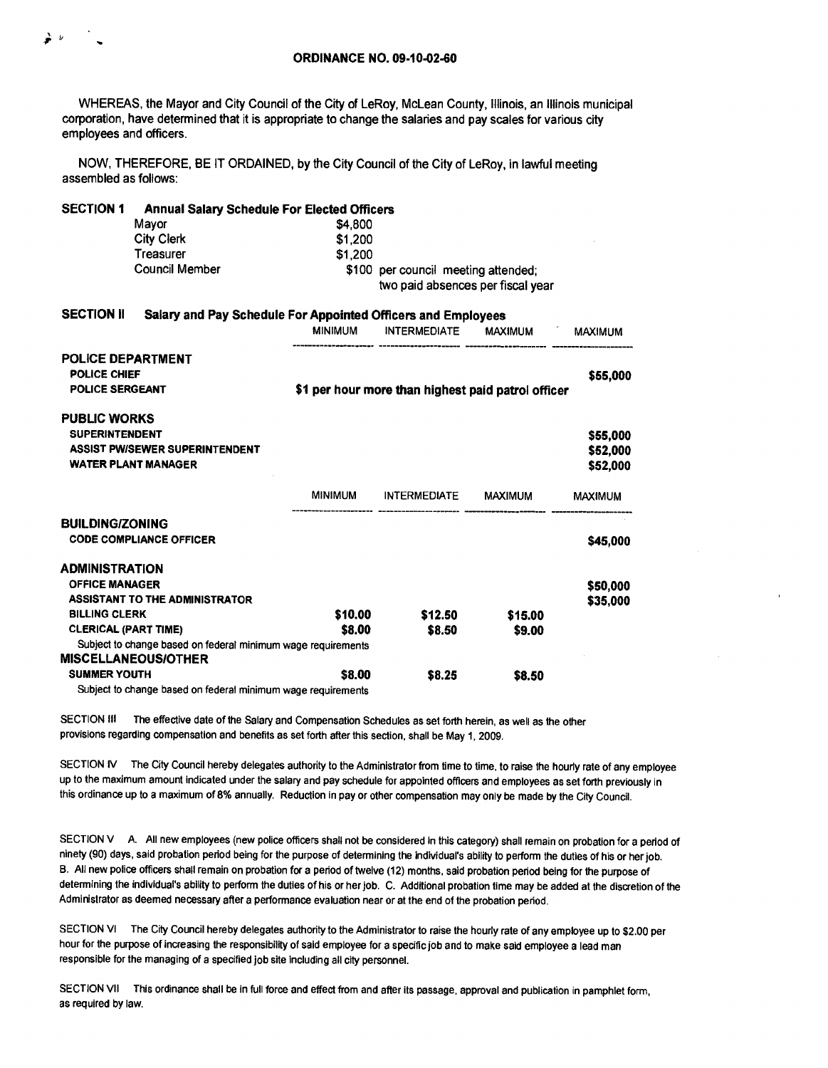# ORDINANCE NO. 09-10-02-60

WHEREAS, the Mayor and City Council of the City of LeRoy, McLean County, Illinois, an Illinois municipal corporation, have determined that it is appropriate to change the salaries and pay scales for various city employees and officers.

NOW, THEREFORE, BE IT ORDAINED, by the City Council of the City of LeRoy, in lawful meeting assembled as follows:

**SECTION 1 Annual Salary Schedule For Elected Officers**

| | |
|---|---|
| Mayor | $4,800 |
| City Clerk | $1,200 |
| Treasurer | $1,200 |
| Council Member | $100 per council meeting attended; two paid absences per fiscal year |

**SECTION II Salary and Pay Schedule For Appointed Officers and Employees**

| | MINIMUM | INTERMEDIATE | MAXIMUM | MAXIMUM |
|---|---|---|---|---|
| **POLICE DEPARTMENT** | | | | |
| **POLICE CHIEF** | | | | **$55,000** |
| **POLICE SERGEANT** | **$1 per hour more than highest paid patrol officer** | | | |
| **PUBLIC WORKS** | | | | |
| **SUPERINTENDENT** | | | | **$55,000** |
| **ASSIST PW/SEWER SUPERINTENDENT** | | | | **$52,000** |
| **WATER PLANT MANAGER** | | | | **$52,000** |

| | MINIMUM | INTERMEDIATE | MAXIMUM | MAXIMUM |
|---|---|---|---|---|
| **BUILDING/ZONING** | | | | |
| **CODE COMPLIANCE OFFICER** | | | | **$45,000** |
| **ADMINISTRATION** | | | | |
| **OFFICE MANAGER** | | | | **$50,000** |
| **ASSISTANT TO THE ADMINISTRATOR** | | | | **$35,000** |
| **BILLING CLERK** | **$10.00** | **$12.50** | **$15.00** | |
| **CLERICAL (PART TIME)** | **$8.00** | **$8.50** | **$9.00** | |
| Subject to change based on federal minimum wage requirements | | | | |
| **MISCELLANEOUS/OTHER** | | | | |
| **SUMMER YOUTH** | **$8.00** | **$8.25** | **$8.50** | |
| Subject to change based on federal minimum wage requirements | | | | |

SECTION III The effective date of the Salary and Compensation Schedules as set forth herein, as well as the other provisions regarding compensation and benefits as set forth after this section, shall be May 1, 2009.

SECTION IV The City Council hereby delegates authority to the Administrator from time to time, to raise the hourly rate of any employee up to the maximum amount indicated under the salary and pay schedule for appointed officers and employees as set forth previously in this ordinance up to a maximum of 8% annually. Reduction in pay or other compensation may only be made by the City Council.

SECTION V A. All new employees (new police officers shall not be considered in this category) shall remain on probation for a period of ninety (90) days, said probation period being for the purpose of determining the individual's ability to perform the duties of his or her job. B. All new police officers shall remain on probation for a period of twelve (12) months, said probation period being for the purpose of determining the individual's ability to perform the duties of his or her job. C. Additional probation time may be added at the discretion of the Administrator as deemed necessary after a performance evaluation near or at the end of the probation period.

SECTION VI The City Council hereby delegates authority to the Administrator to raise the hourly rate of any employee up to $2.00 per hour for the purpose of increasing the responsibility of said employee for a specific job and to make said employee a lead man responsible for the managing of a specified job site including all city personnel.

SECTION VII This ordinance shall be in full force and effect from and after its passage, approval and publication in pamphlet form, as required by law.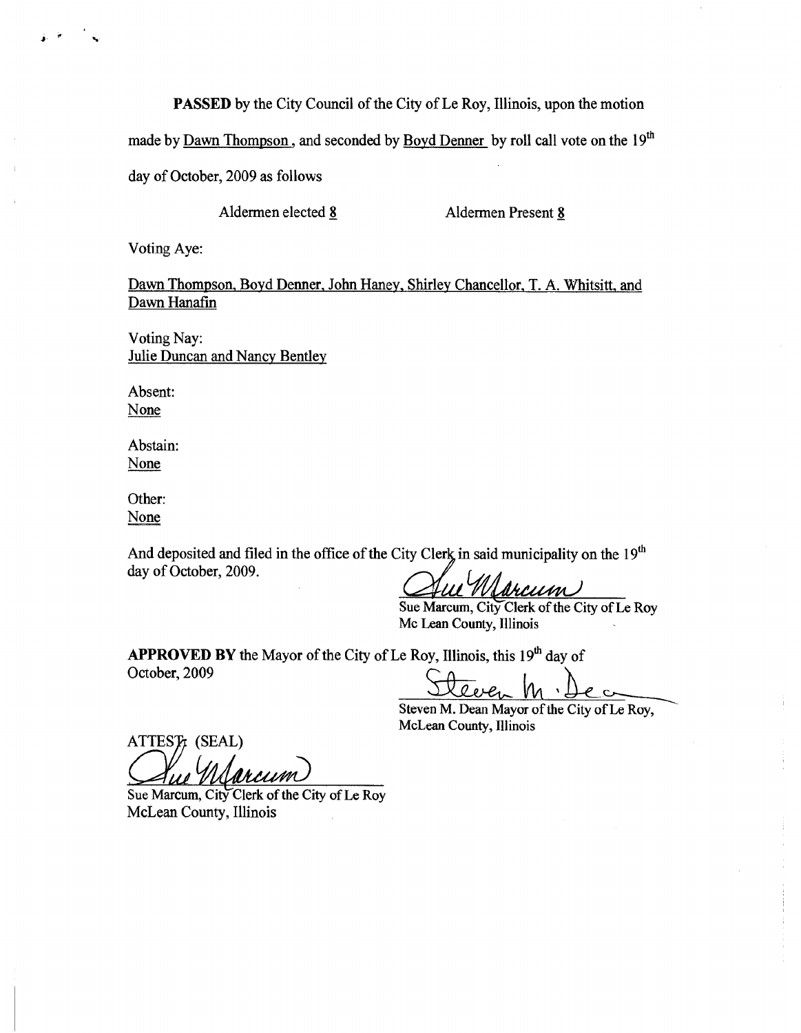**PASSED** by the City Council of the City of Le Roy, Illinois, upon the motion made by Dawn Thompson, and seconded by Boyd Denner by roll call vote on the 19th day of October, 2009 as follows

Aldermen elected 8 Aldermen Present 8

Voting Aye:

Dawn Thompson, Boyd Denner, John Haney, Shirley Chancellor, T. A. Whitsitt, and Dawn Hanafin

Voting Nay:
Julie Duncan and Nancy Bentley

Absent:
None

Abstain:
None

Other:
None

And deposited and filed in the office of the City Clerk in said municipality on the 19th day of October, 2009.

Sue Marcum, City Clerk of the City of Le Roy
Mc Lean County, Illinois

**APPROVED BY** the Mayor of the City of Le Roy, Illinois, this 19th day of October, 2009

Steven M. Dean Mayor of the City of Le Roy,
McLean County, Illinois

ATTEST: (SEAL)

Sue Marcum, City Clerk of the City of Le Roy
McLean County, Illinois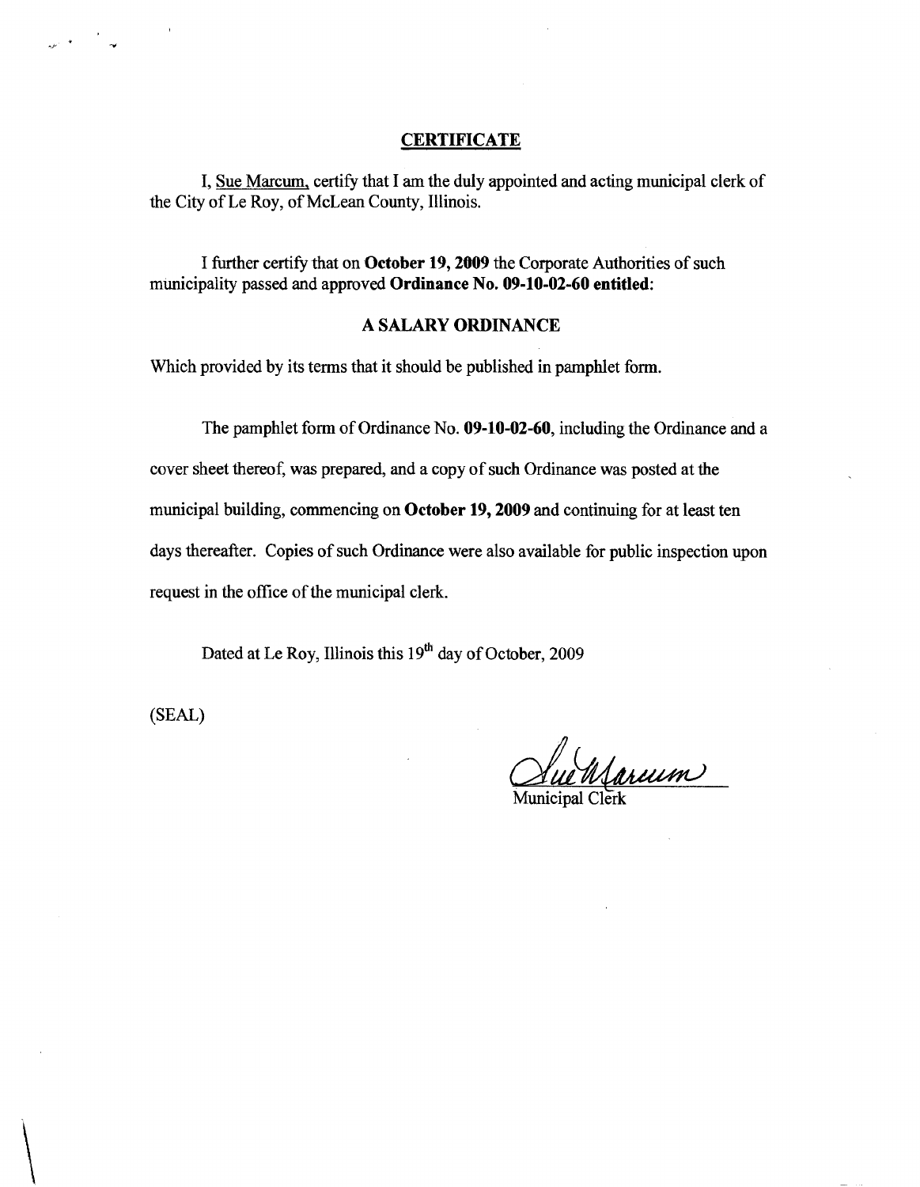# CERTIFICATE

I, Sue Marcum, certify that I am the duly appointed and acting municipal clerk of the City of Le Roy, of McLean County, Illinois.

I further certify that on **October 19, 2009** the Corporate Authorities of such municipality passed and approved **Ordinance No. 09-10-02-60 entitled:**

## A SALARY ORDINANCE

Which provided by its terms that it should be published in pamphlet form.

The pamphlet form of Ordinance No. **09-10-02-60**, including the Ordinance and a cover sheet thereof, was prepared, and a copy of such Ordinance was posted at the municipal building, commencing on **October 19, 2009** and continuing for at least ten days thereafter. Copies of such Ordinance were also available for public inspection upon request in the office of the municipal clerk.

Dated at Le Roy, Illinois this 19th day of October, 2009

(SEAL)

Sue Marcum

Municipal Clerk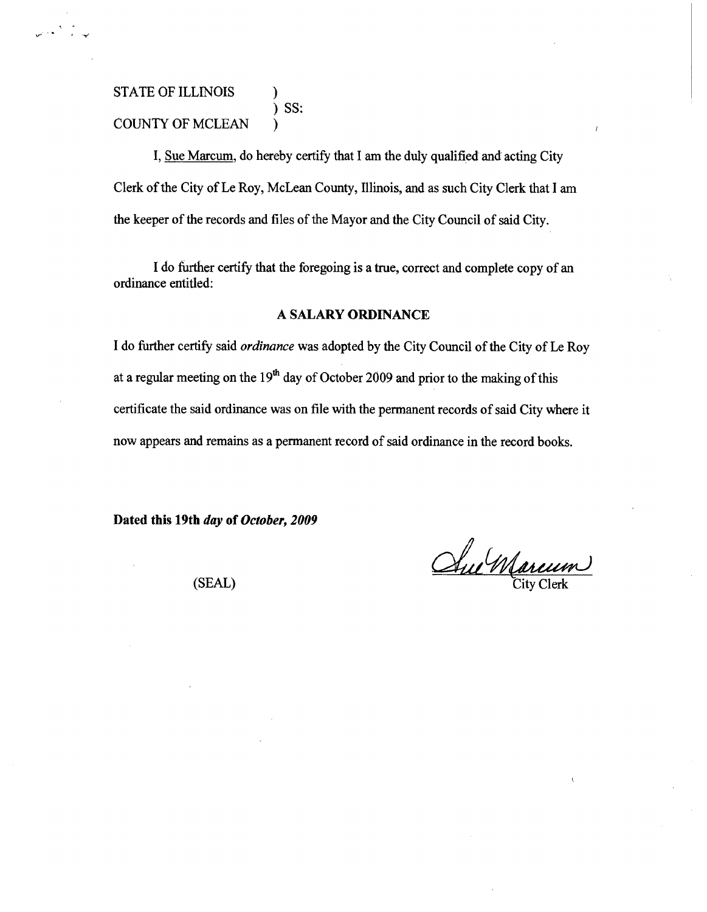STATE OF ILLINOIS )
) SS:
COUNTY OF MCLEAN )

I, Sue Marcum, do hereby certify that I am the duly qualified and acting City Clerk of the City of Le Roy, McLean County, Illinois, and as such City Clerk that I am the keeper of the records and files of the Mayor and the City Council of said City.

I do further certify that the foregoing is a true, correct and complete copy of an ordinance entitled:

**A SALARY ORDINANCE**

I do further certify said *ordinance* was adopted by the City Council of the City of Le Roy at a regular meeting on the 19th day of October 2009 and prior to the making of this certificate the said ordinance was on file with the permanent records of said City where it now appears and remains as a permanent record of said ordinance in the record books.

**Dated this 19th *day* of *October, 2009***

(SEAL)

Sue Marcum
City Clerk